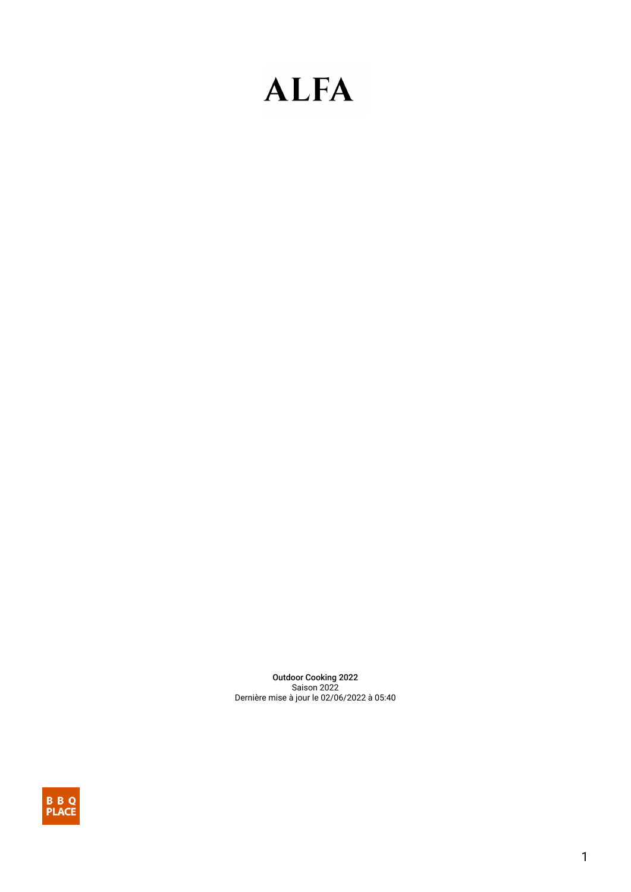# ALFA

**Outdoor Cooking 2022**
Saison 2022
Dernière mise à jour le 02/06/2022 à 05:40

B B Q PLACE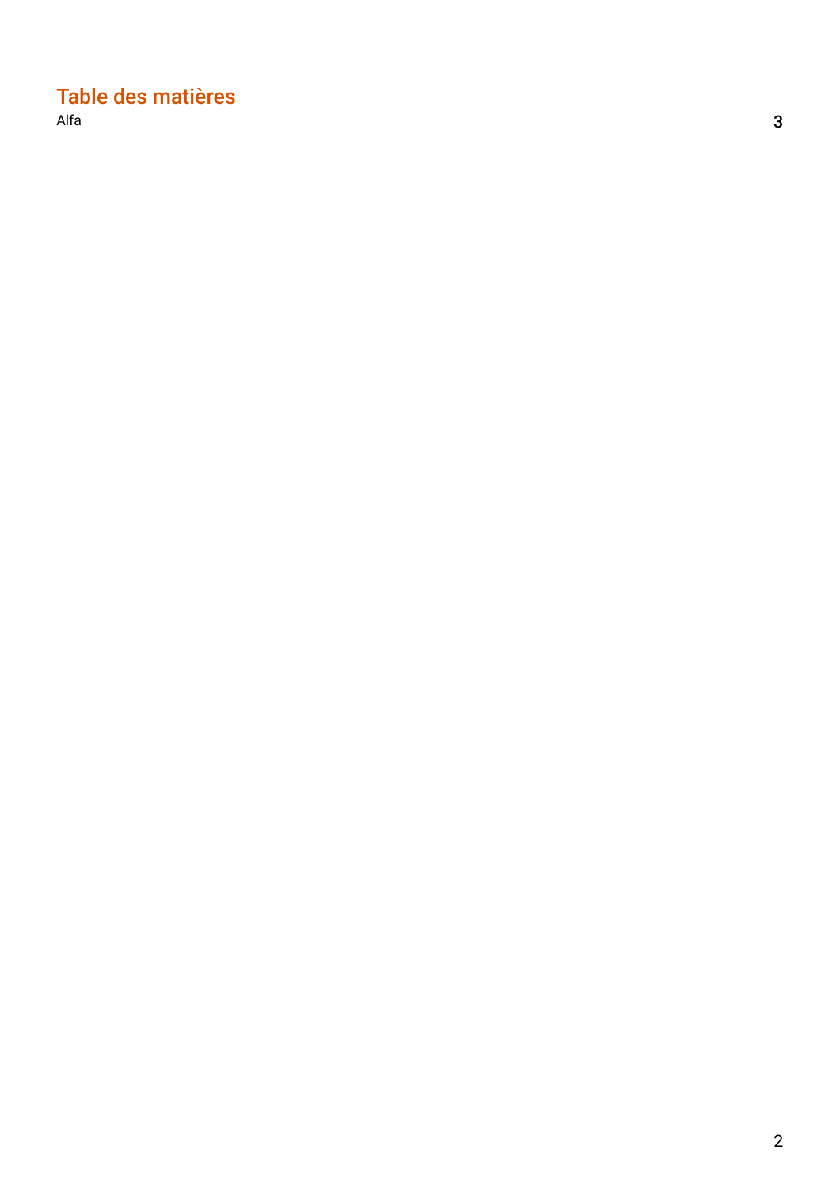# Table des matières

Alfa 3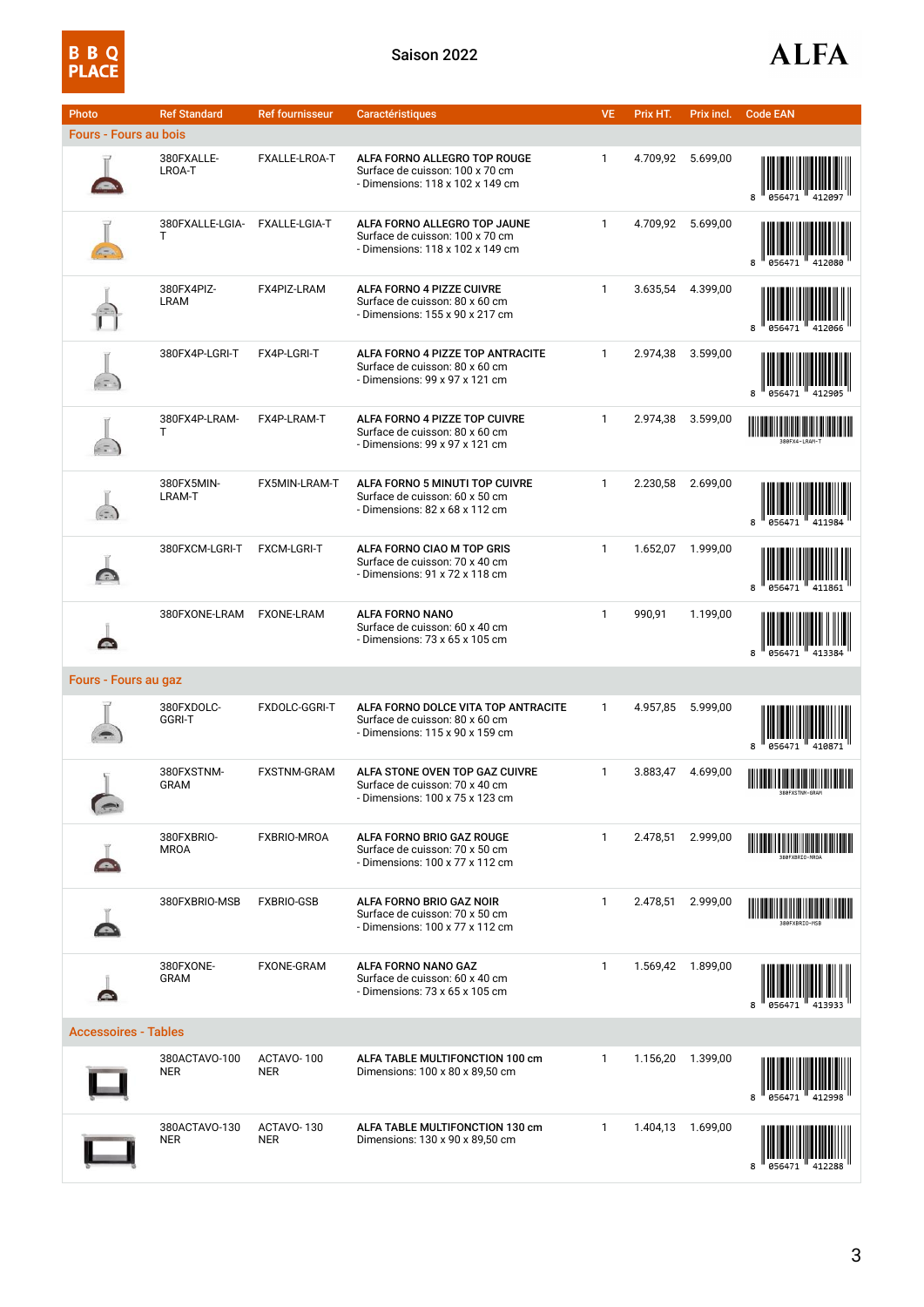BBQ PLACE

Saison 2022

ALFA

| Photo | Ref Standard | Ref fournisseur | Caractéristiques | VE | Prix HT. | Prix incl. | Code EAN |
|---|---|---|---|---|---|---|---|
| **Fours - Fours au bois** | | | | | | | |
| | 380FXALLE-LROA-T | FXALLE-LROA-T | **ALFA FORNO ALLEGRO TOP ROUGE**<br>Surface de cuisson: 100 x 70 cm<br>- Dimensions: 118 x 102 x 149 cm | 1 | 4.709,92 | 5.699,00 | 8 056471 412097 |
| | 380FXALLE-LGIA-T | FXALLE-LGIA-T | **ALFA FORNO ALLEGRO TOP JAUNE**<br>Surface de cuisson: 100 x 70 cm<br>- Dimensions: 118 x 102 x 149 cm | 1 | 4.709,92 | 5.699,00 | 8 056471 412080 |
| | 380FX4PIZ-LRAM | FX4PIZ-LRAM | **ALFA FORNO 4 PIZZE CUIVRE**<br>Surface de cuisson: 80 x 60 cm<br>- Dimensions: 155 x 90 x 217 cm | 1 | 3.635,54 | 4.399,00 | 8 056471 412066 |
| | 380FX4P-LGRI-T | FX4P-LGRI-T | **ALFA FORNO 4 PIZZE TOP ANTRACITE**<br>Surface de cuisson: 80 x 60 cm<br>- Dimensions: 99 x 97 x 121 cm | 1 | 2.974,38 | 3.599,00 | 8 056471 412905 |
| | 380FX4P-LRAM-T | FX4P-LRAM-T | **ALFA FORNO 4 PIZZE TOP CUIVRE**<br>Surface de cuisson: 80 x 60 cm<br>- Dimensions: 99 x 97 x 121 cm | 1 | 2.974,38 | 3.599,00 | 380FX4-LRAM-T |
| | 380FX5MIN-LRAM-T | FX5MIN-LRAM-T | **ALFA FORNO 5 MINUTI TOP CUIVRE**<br>Surface de cuisson: 60 x 50 cm<br>- Dimensions: 82 x 68 x 112 cm | 1 | 2.230,58 | 2.699,00 | 8 056471 411984 |
| | 380FXCM-LGRI-T | FXCM-LGRI-T | **ALFA FORNO CIAO M TOP GRIS**<br>Surface de cuisson: 70 x 40 cm<br>- Dimensions: 91 x 72 x 118 cm | 1 | 1.652,07 | 1.999,00 | 8 056471 411861 |
| | 380FXONE-LRAM | FXONE-LRAM | **ALFA FORNO NANO**<br>Surface de cuisson: 60 x 40 cm<br>- Dimensions: 73 x 65 x 105 cm | 1 | 990,91 | 1.199,00 | 8 056471 413384 |
| **Fours - Fours au gaz** | | | | | | | |
| | 380FXDOLC-GGRI-T | FXDOLC-GGRI-T | **ALFA FORNO DOLCE VITA TOP ANTRACITE**<br>Surface de cuisson: 80 x 60 cm<br>- Dimensions: 115 x 90 x 159 cm | 1 | 4.957,85 | 5.999,00 | 8 056471 410871 |
| | 380FXSTNM-GRAM | FXSTNM-GRAM | **ALFA STONE OVEN TOP GAZ CUIVRE**<br>Surface de cuisson: 70 x 40 cm<br>- Dimensions: 100 x 75 x 123 cm | 1 | 3.883,47 | 4.699,00 | 380FXSTNM-GRAM |
| | 380FXBRIO-MROA | FXBRIO-MROA | **ALFA FORNO BRIO GAZ ROUGE**<br>Surface de cuisson: 70 x 50 cm<br>- Dimensions: 100 x 77 x 112 cm | 1 | 2.478,51 | 2.999,00 | 380FXBRIO-MROA |
| | 380FXBRIO-MSB | FXBRIO-GSB | **ALFA FORNO BRIO GAZ NOIR**<br>Surface de cuisson: 70 x 50 cm<br>- Dimensions: 100 x 77 x 112 cm | 1 | 2.478,51 | 2.999,00 | 380FXBRIO-MSB |
| | 380FXONE-GRAM | FXONE-GRAM | **ALFA FORNO NANO GAZ**<br>Surface de cuisson: 60 x 40 cm<br>- Dimensions: 73 x 65 x 105 cm | 1 | 1.569,42 | 1.899,00 | 8 056471 413933 |
| **Accessoires - Tables** | | | | | | | |
| | 380ACTAVO-100 NER | ACTAVO- 100 NER | **ALFA TABLE MULTIFONCTION 100 cm**<br>Dimensions: 100 x 80 x 89,50 cm | 1 | 1.156,20 | 1.399,00 | 8 056471 412998 |
| | 380ACTAVO-130 NER | ACTAVO- 130 NER | **ALFA TABLE MULTIFONCTION 130 cm**<br>Dimensions: 130 x 90 x 89,50 cm | 1 | 1.404,13 | 1.699,00 | 8 056471 412288 |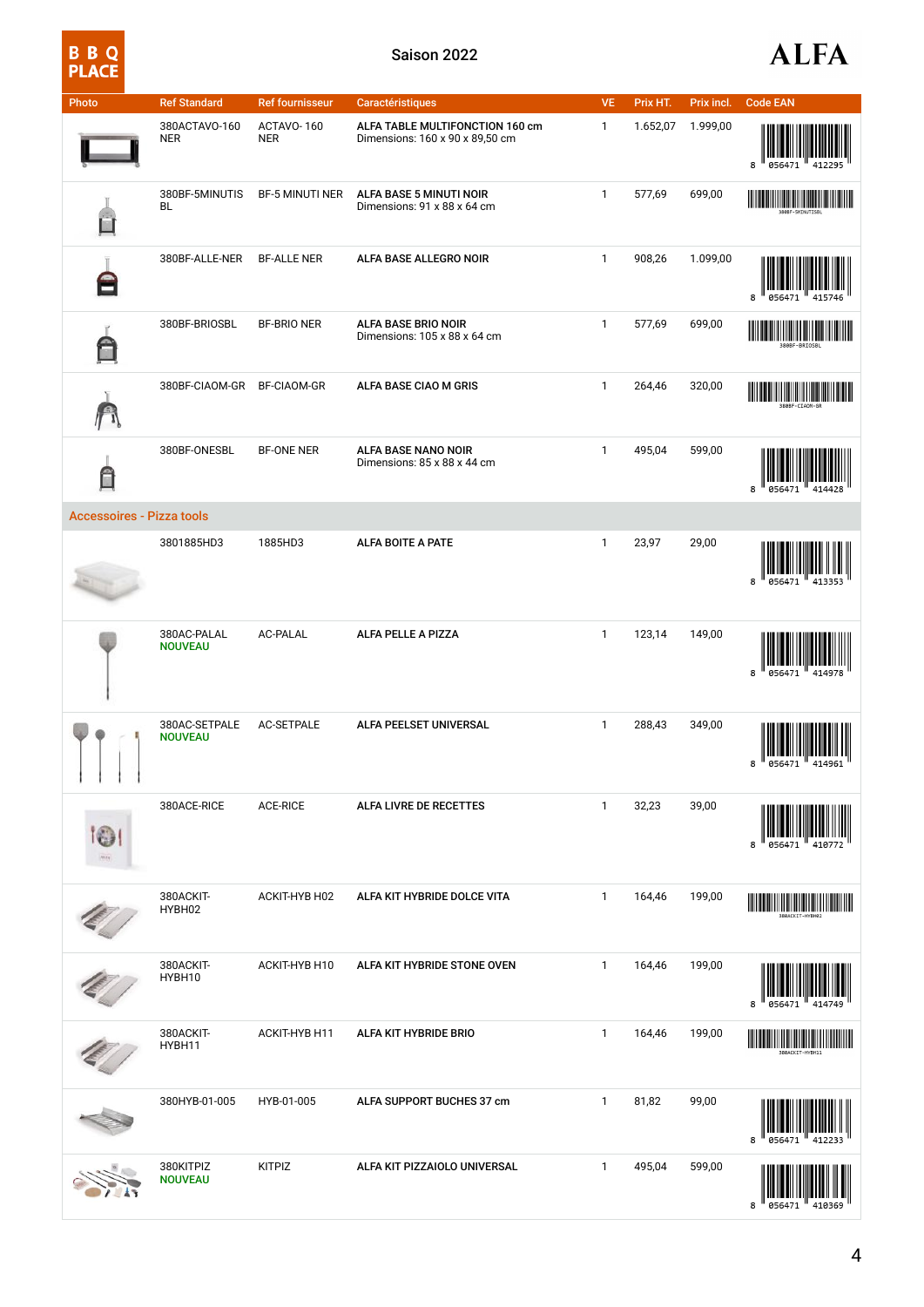Saison 2022

| Photo | Ref Standard | Ref fournisseur | Caractéristiques | VE | Prix HT. | Prix incl. | Code EAN |
|---|---|---|---|---|---|---|---|
| | 380ACTAVO-160 NER | ACTAVO- 160 NER | **ALFA TABLE MULTIFONCTION 160 cm** Dimensions: 160 x 90 x 89,50 cm | 1 | 1.652,07 | 1.999,00 | 8 056471 412295 |
| | 380BF-5MINUTIS BL | BF-5 MINUTI NER | **ALFA BASE 5 MINUTI NOIR** Dimensions: 91 x 88 x 64 cm | 1 | 577,69 | 699,00 | 380BF-5MINUTISBL |
| | 380BF-ALLE-NER | BF-ALLE NER | **ALFA BASE ALLEGRO NOIR** | 1 | 908,26 | 1.099,00 | 8 056471 415746 |
| | 380BF-BRIOSBL | BF-BRIO NER | **ALFA BASE BRIO NOIR** Dimensions: 105 x 88 x 64 cm | 1 | 577,69 | 699,00 | 380BF-BRIOSBL |
| | 380BF-CIAOM-GR | BF-CIAOM-GR | **ALFA BASE CIAO M GRIS** | 1 | 264,46 | 320,00 | 380BF-CIAOM-GR |
| | 380BF-ONESBL | BF-ONE NER | **ALFA BASE NANO NOIR** Dimensions: 85 x 88 x 44 cm | 1 | 495,04 | 599,00 | 8 056471 414428 |
| **Accessoires - Pizza tools** | | | | | | | |
| | 3801885HD3 | 1885HD3 | **ALFA BOITE A PATE** | 1 | 23,97 | 29,00 | 8 056471 413353 |
| | 380AC-PALAL **NOUVEAU** | AC-PALAL | **ALFA PELLE A PIZZA** | 1 | 123,14 | 149,00 | 8 056471 414978 |
| | 380AC-SETPALE **NOUVEAU** | AC-SETPALE | **ALFA PEELSET UNIVERSAL** | 1 | 288,43 | 349,00 | 8 056471 414961 |
| | 380ACE-RICE | ACE-RICE | **ALFA LIVRE DE RECETTES** | 1 | 32,23 | 39,00 | 8 056471 410772 |
| | 380ACKIT-HYBH02 | ACKIT-HYB H02 | **ALFA KIT HYBRIDE DOLCE VITA** | 1 | 164,46 | 199,00 | 380ACKIT-HYBH02 |
| | 380ACKIT-HYBH10 | ACKIT-HYB H10 | **ALFA KIT HYBRIDE STONE OVEN** | 1 | 164,46 | 199,00 | 8 056471 414749 |
| | 380ACKIT-HYBH11 | ACKIT-HYB H11 | **ALFA KIT HYBRIDE BRIO** | 1 | 164,46 | 199,00 | 380ACKIT-HYBH11 |
| | 380HYB-01-005 | HYB-01-005 | **ALFA SUPPORT BUCHES 37 cm** | 1 | 81,82 | 99,00 | 8 056471 412233 |
| | 380KITPIZ **NOUVEAU** | KITPIZ | **ALFA KIT PIZZAIOLO UNIVERSAL** | 1 | 495,04 | 599,00 | 8 056471 410369 |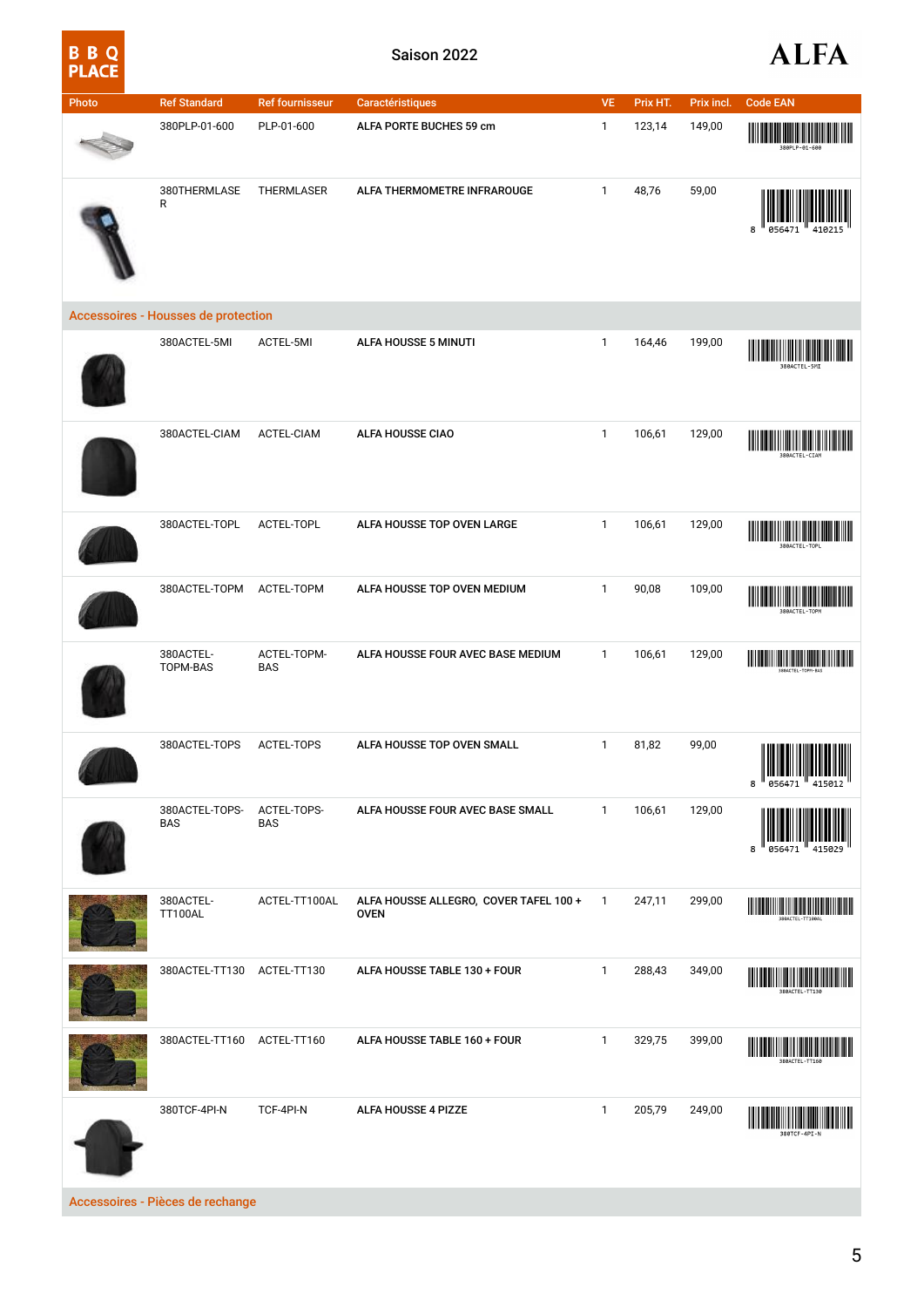Saison 2022

| Photo | Ref Standard | Ref fournisseur | Caractéristiques | VE | Prix HT. | Prix incl. | Code EAN |
|---|---|---|---|---|---|---|---|
| | 380PLP-01-600 | PLP-01-600 | **ALFA PORTE BUCHES 59 cm** | 1 | 123,14 | 149,00 | 380PLP-01-600 |
| | 380THERMLASER | THERMLASER | **ALFA THERMOMETRE INFRAROUGE** | 1 | 48,76 | 59,00 | 8 056471 410215 |
| **Accessoires - Housses de protection** | | | | | | | |
| | 380ACTEL-5MI | ACTEL-5MI | **ALFA HOUSSE 5 MINUTI** | 1 | 164,46 | 199,00 | 380ACTEL-5MI |
| | 380ACTEL-CIAM | ACTEL-CIAM | **ALFA HOUSSE CIAO** | 1 | 106,61 | 129,00 | 380ACTEL-CIAM |
| | 380ACTEL-TOPL | ACTEL-TOPL | **ALFA HOUSSE TOP OVEN LARGE** | 1 | 106,61 | 129,00 | 380ACTEL-TOPL |
| | 380ACTEL-TOPM | ACTEL-TOPM | **ALFA HOUSSE TOP OVEN MEDIUM** | 1 | 90,08 | 109,00 | 380ACTEL-TOPM |
| | 380ACTEL-TOPM-BAS | ACTEL-TOPM-BAS | **ALFA HOUSSE FOUR AVEC BASE MEDIUM** | 1 | 106,61 | 129,00 | 380ACTEL-TOPM-BAS |
| | 380ACTEL-TOPS | ACTEL-TOPS | **ALFA HOUSSE TOP OVEN SMALL** | 1 | 81,82 | 99,00 | 8 056471 415012 |
| | 380ACTEL-TOPS-BAS | ACTEL-TOPS-BAS | **ALFA HOUSSE FOUR AVEC BASE SMALL** | 1 | 106,61 | 129,00 | 8 056471 415029 |
| | 380ACTEL-TT100AL | ACTEL-TT100AL | **ALFA HOUSSE ALLEGRO, COVER TAFEL 100 + OVEN** | 1 | 247,11 | 299,00 | 380ACTEL-TT100AL |
| | 380ACTEL-TT130 | ACTEL-TT130 | **ALFA HOUSSE TABLE 130 + FOUR** | 1 | 288,43 | 349,00 | 380ACTEL-TT130 |
| | 380ACTEL-TT160 | ACTEL-TT160 | **ALFA HOUSSE TABLE 160 + FOUR** | 1 | 329,75 | 399,00 | 380ACTEL-TT160 |
| | 380TCF-4PI-N | TCF-4PI-N | **ALFA HOUSSE 4 PIZZE** | 1 | 205,79 | 249,00 | 380TCF-4PI-N |
| **Accessoires - Pièces de rechange** | | | | | | | |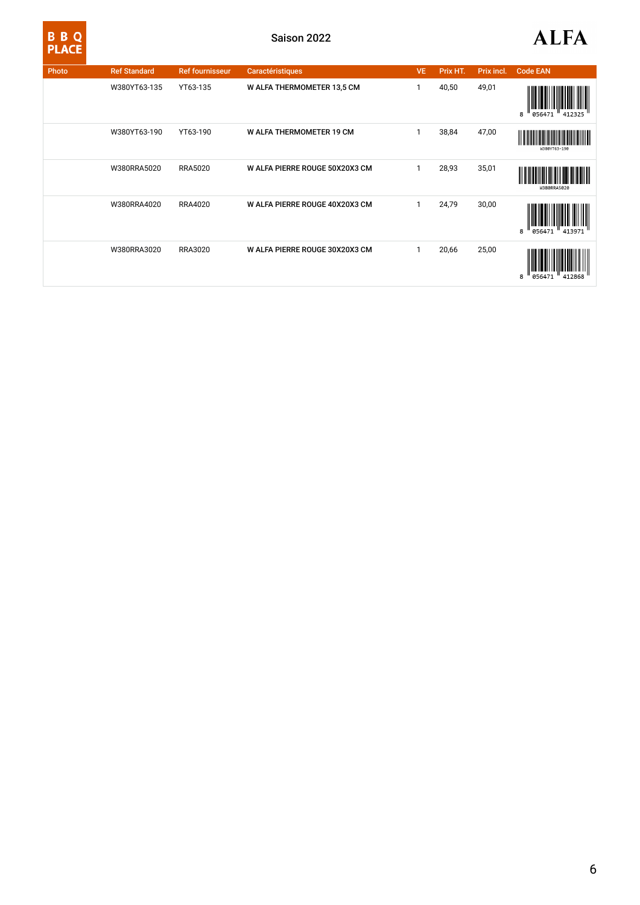BBQ PLACE

Saison 2022

ALFA

| Photo | Ref Standard | Ref fournisseur | Caractéristiques | VE | Prix HT. | Prix incl. | Code EAN |
|---|---|---|---|---|---|---|---|
| | W380YT63-135 | YT63-135 | W ALFA THERMOMETER 13,5 CM | 1 | 40,50 | 49,01 | 8 056471 412325 |
| | W380YT63-190 | YT63-190 | W ALFA THERMOMETER 19 CM | 1 | 38,84 | 47,00 | W380YT63-190 |
| | W380RRA5020 | RRA5020 | W ALFA PIERRE ROUGE 50X20X3 CM | 1 | 28,93 | 35,01 | W380RRA5020 |
| | W380RRA4020 | RRA4020 | W ALFA PIERRE ROUGE 40X20X3 CM | 1 | 24,79 | 30,00 | 8 056471 413971 |
| | W380RRA3020 | RRA3020 | W ALFA PIERRE ROUGE 30X20X3 CM | 1 | 20,66 | 25,00 | 8 056471 412868 |